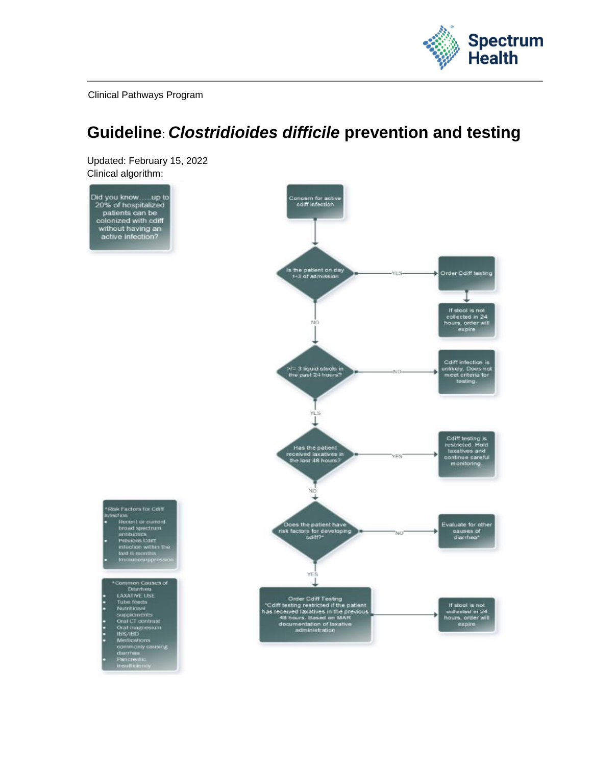Clinical Pathways Program

# Guideline: *Clostridioides difficile* prevention and testing

Updated: February 15, 2022
Clinical algorithm:

Did you know.....up to 20% of hospitalized patients can be colonized with cdiff without having an active infection?

Concern for active cdiff infection

Is the patient on day 1-3 of admission
- YES → Order Cdiff testing → If stool is not collected in 24 hours, order will expire
- NO → >/= 3 liquid stools in the past 24 hours?

>/= 3 liquid stools in the past 24 hours?
- NO → Cdiff infection is unlikely. Does not meet criteria for testing.
- YES → Has the patient received laxatives in the last 48 hours?

Has the patient received laxatives in the last 48 hours?
- YES → Cdiff testing is restricted. Hold laxatives and continue careful monitoring.
- NO → Does the patient have risk factors for developing cdiff?*

Does the patient have risk factors for developing cdiff?*
- NO → Evaluate for other causes of diarrhea*
- YES → Order Cdiff Testing
  *Cdiff testing restricted if the patient has received laxatives in the previous 48 hours. Based on MAR documentation of laxative administration → If stool is not collected in 24 hours, order will expire

*Risk Factors for Cdiff Infection
- Recent or current broad spectrum antibiotics
- Previous Cdiff infection within the last 6 months
- Immunosuppression

*Common Causes of Diarrhea
- LAXATIVE USE
- Tube feeds
- Nutritional supplements
- Oral CT contrast
- Oral magnesium
- IBS/IBD
- Medications commonly causing diarrhea
- Pancreatic insufficiency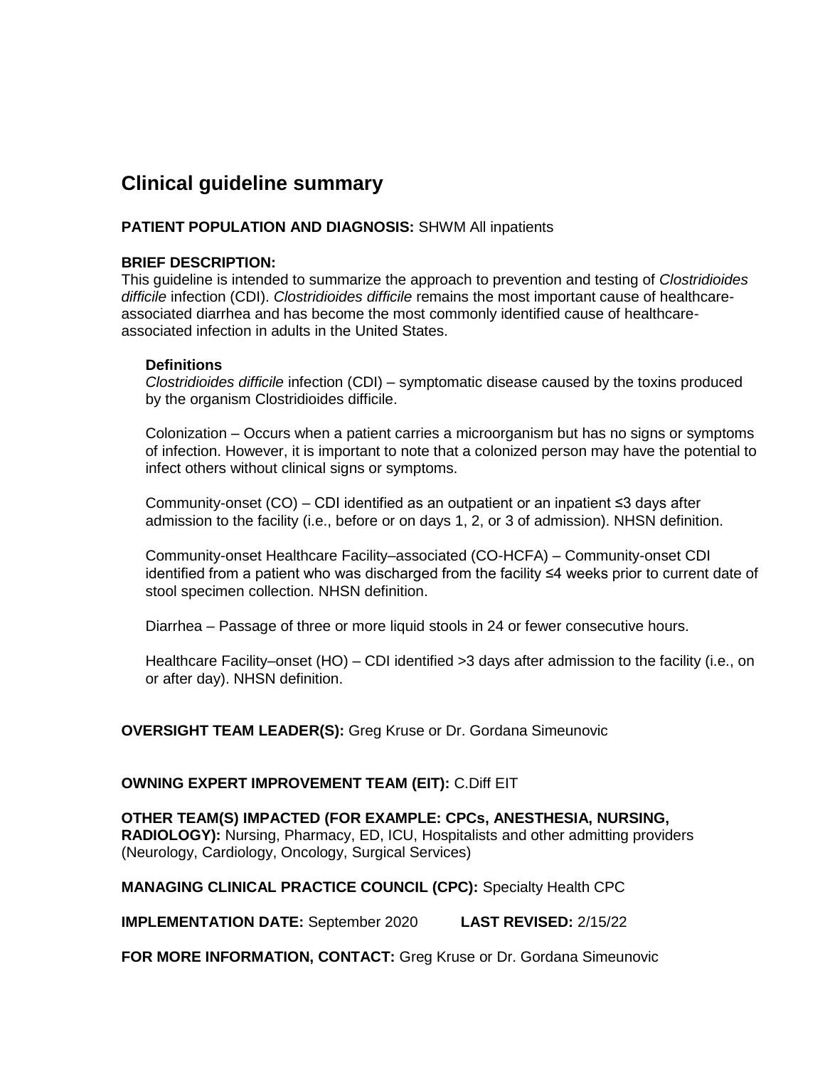## Clinical guideline summary

**PATIENT POPULATION AND DIAGNOSIS:** SHWM All inpatients

**BRIEF DESCRIPTION:**
This guideline is intended to summarize the approach to prevention and testing of *Clostridioides difficile* infection (CDI). *Clostridioides difficile* remains the most important cause of healthcare-associated diarrhea and has become the most commonly identified cause of healthcare-associated infection in adults in the United States.

**Definitions**

*Clostridioides difficile* infection (CDI) – symptomatic disease caused by the toxins produced by the organism Clostridioides difficile.

Colonization – Occurs when a patient carries a microorganism but has no signs or symptoms of infection. However, it is important to note that a colonized person may have the potential to infect others without clinical signs or symptoms.

Community-onset (CO) – CDI identified as an outpatient or an inpatient ≤3 days after admission to the facility (i.e., before or on days 1, 2, or 3 of admission). NHSN definition.

Community-onset Healthcare Facility–associated (CO-HCFA) – Community-onset CDI identified from a patient who was discharged from the facility ≤4 weeks prior to current date of stool specimen collection. NHSN definition.

Diarrhea – Passage of three or more liquid stools in 24 or fewer consecutive hours.

Healthcare Facility–onset (HO) – CDI identified >3 days after admission to the facility (i.e., on or after day). NHSN definition.

**OVERSIGHT TEAM LEADER(S):** Greg Kruse or Dr. Gordana Simeunovic

**OWNING EXPERT IMPROVEMENT TEAM (EIT):** C.Diff EIT

**OTHER TEAM(S) IMPACTED (FOR EXAMPLE: CPCs, ANESTHESIA, NURSING, RADIOLOGY):** Nursing, Pharmacy, ED, ICU, Hospitalists and other admitting providers (Neurology, Cardiology, Oncology, Surgical Services)

**MANAGING CLINICAL PRACTICE COUNCIL (CPC):** Specialty Health CPC

**IMPLEMENTATION DATE:** September 2020 **LAST REVISED:** 2/15/22

**FOR MORE INFORMATION, CONTACT:** Greg Kruse or Dr. Gordana Simeunovic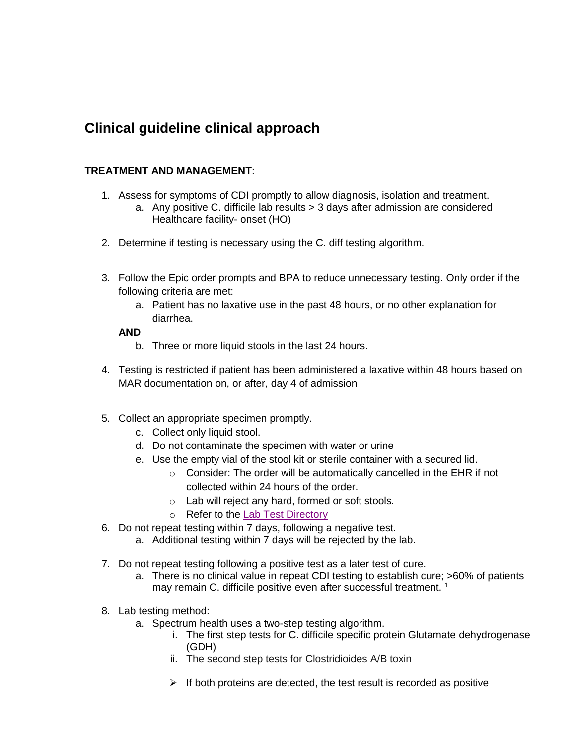# Clinical guideline clinical approach

**TREATMENT AND MANAGEMENT**:

1. Assess for symptoms of CDI promptly to allow diagnosis, isolation and treatment.
   a. Any positive C. difficile lab results > 3 days after admission are considered Healthcare facility- onset (HO)

2. Determine if testing is necessary using the C. diff testing algorithm.

3. Follow the Epic order prompts and BPA to reduce unnecessary testing. Only order if the following criteria are met:
   a. Patient has no laxative use in the past 48 hours, or no other explanation for diarrhea.

   **AND**

   b. Three or more liquid stools in the last 24 hours.

4. Testing is restricted if patient has been administered a laxative within 48 hours based on MAR documentation on, or after, day 4 of admission

5. Collect an appropriate specimen promptly.
   c. Collect only liquid stool.
   d. Do not contaminate the specimen with water or urine
   e. Use the empty vial of the stool kit or sterile container with a secured lid.
      - Consider: The order will be automatically cancelled in the EHR if not collected within 24 hours of the order.
      - Lab will reject any hard, formed or soft stools.
      - Refer to the Lab Test Directory
6. Do not repeat testing within 7 days, following a negative test.
   a. Additional testing within 7 days will be rejected by the lab.

7. Do not repeat testing following a positive test as a later test of cure.
   a. There is no clinical value in repeat CDI testing to establish cure; >60% of patients may remain C. difficile positive even after successful treatment. [1]

8. Lab testing method:
   a. Spectrum health uses a two-step testing algorithm.
      i. The first step tests for C. difficile specific protein Glutamate dehydrogenase (GDH)
      ii. The second step tests for Clostridioides A/B toxin

      - If both proteins are detected, the test result is recorded as <u>positive</u>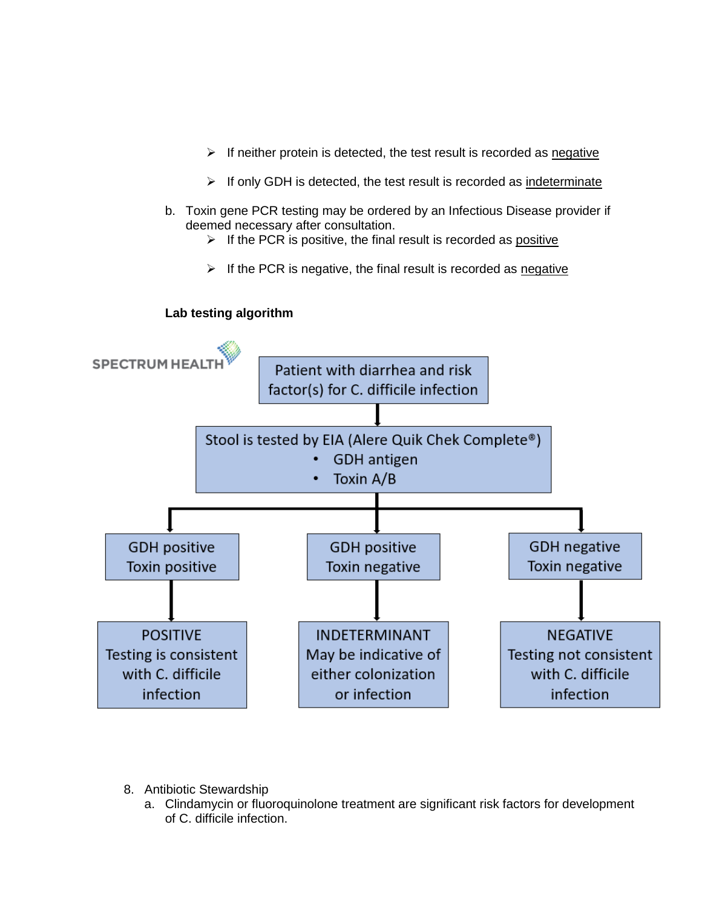- If neither protein is detected, the test result is recorded as negative
- If only GDH is detected, the test result is recorded as indeterminate

b. Toxin gene PCR testing may be ordered by an Infectious Disease provider if deemed necessary after consultation.
   - If the PCR is positive, the final result is recorded as positive
   - If the PCR is negative, the final result is recorded as negative

**Lab testing algorithm**

SPECTRUM HEALTH

Patient with diarrhea and risk factor(s) for C. difficile infection

↓

Stool is tested by EIA (Alere Quik Chek Complete®)
- GDH antigen
- Toxin A/B

↓

| GDH positive Toxin positive | GDH positive Toxin negative | GDH negative Toxin negative |
|---|---|---|
| POSITIVE Testing is consistent with C. difficile infection | INDETERMINANT May be indicative of either colonization or infection | NEGATIVE Testing not consistent with C. difficile infection |

8. Antibiotic Stewardship
   a. Clindamycin or fluoroquinolone treatment are significant risk factors for development of C. difficile infection.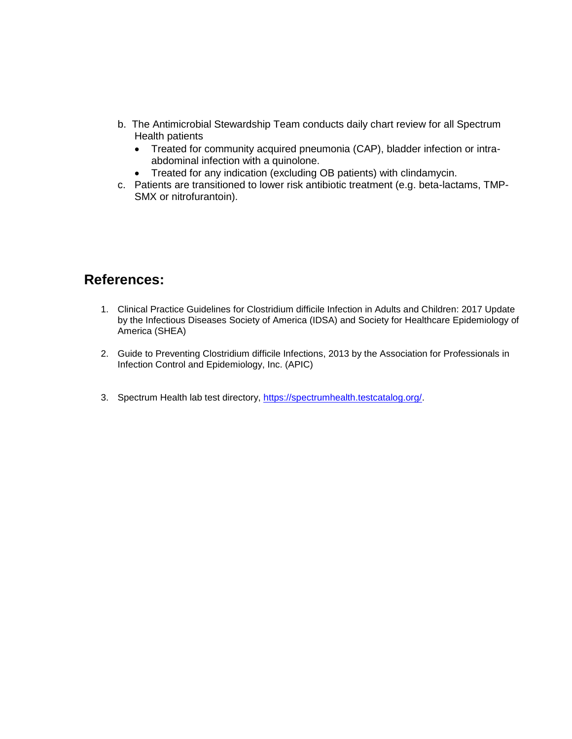b. The Antimicrobial Stewardship Team conducts daily chart review for all Spectrum Health patients
   - Treated for community acquired pneumonia (CAP), bladder infection or intra-abdominal infection with a quinolone.
   - Treated for any indication (excluding OB patients) with clindamycin.

c. Patients are transitioned to lower risk antibiotic treatment (e.g. beta-lactams, TMP-SMX or nitrofurantoin).

## References:

1. Clinical Practice Guidelines for Clostridium difficile Infection in Adults and Children: 2017 Update by the Infectious Diseases Society of America (IDSA) and Society for Healthcare Epidemiology of America (SHEA)

2. Guide to Preventing Clostridium difficile Infections, 2013 by the Association for Professionals in Infection Control and Epidemiology, Inc. (APIC)

3. Spectrum Health lab test directory, https://spectrumhealth.testcatalog.org/.